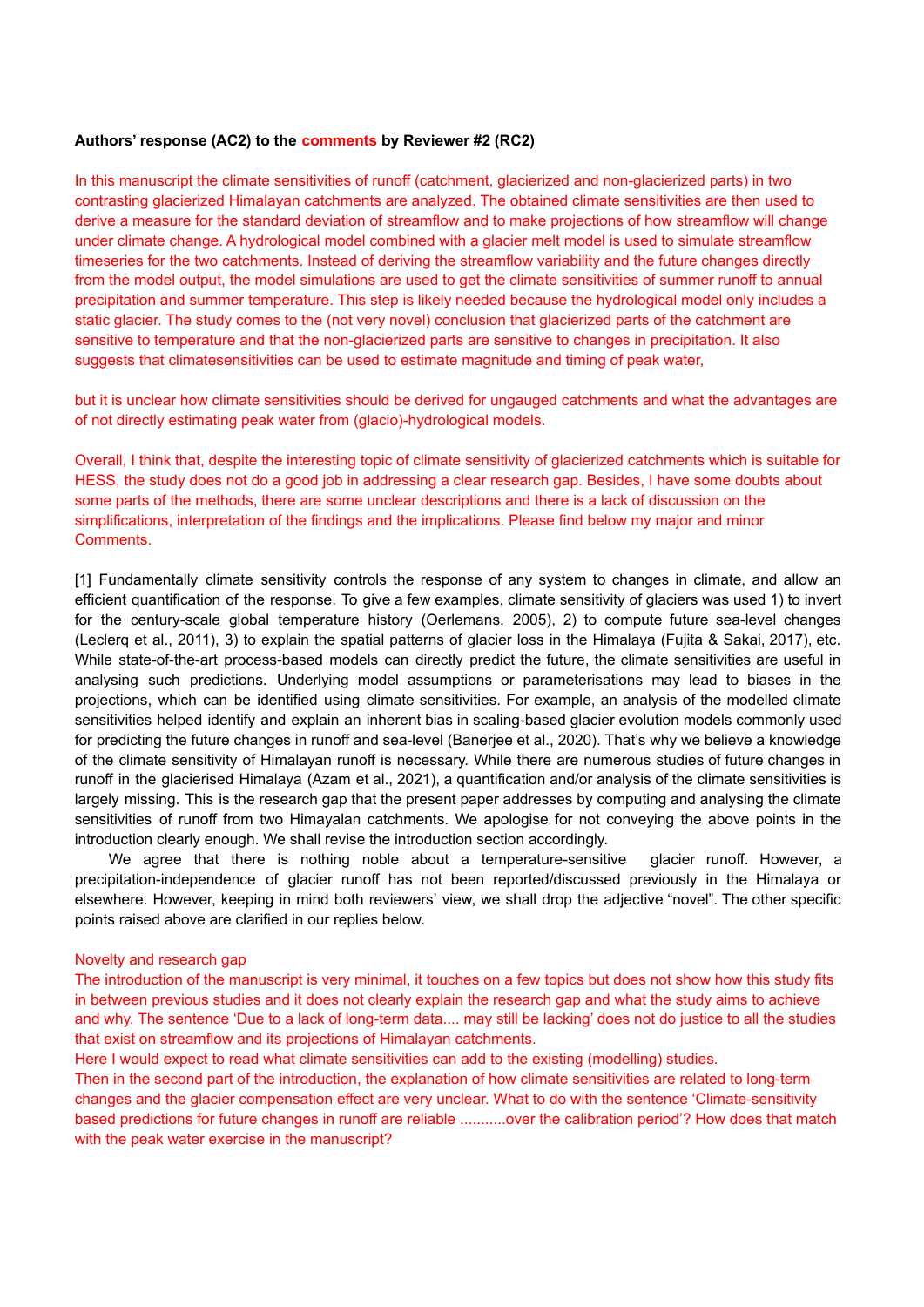**Authors' response (AC2) to the comments by Reviewer #2 (RC2)**

In this manuscript the climate sensitivities of runoff (catchment, glacierized and non-glacierized parts) in two contrasting glacierized Himalayan catchments are analyzed. The obtained climate sensitivities are then used to derive a measure for the standard deviation of streamflow and to make projections of how streamflow will change under climate change. A hydrological model combined with a glacier melt model is used to simulate streamflow timeseries for the two catchments. Instead of deriving the streamflow variability and the future changes directly from the model output, the model simulations are used to get the climate sensitivities of summer runoff to annual precipitation and summer temperature. This step is likely needed because the hydrological model only includes a static glacier. The study comes to the (not very novel) conclusion that glacierized parts of the catchment are sensitive to temperature and that the non-glacierized parts are sensitive to changes in precipitation. It also suggests that climatesensitivities can be used to estimate magnitude and timing of peak water,

but it is unclear how climate sensitivities should be derived for ungauged catchments and what the advantages are of not directly estimating peak water from (glacio)-hydrological models.

Overall, I think that, despite the interesting topic of climate sensitivity of glacierized catchments which is suitable for HESS, the study does not do a good job in addressing a clear research gap. Besides, I have some doubts about some parts of the methods, there are some unclear descriptions and there is a lack of discussion on the simplifications, interpretation of the findings and the implications. Please find below my major and minor Comments.

[1] Fundamentally climate sensitivity controls the response of any system to changes in climate, and allow an efficient quantification of the response. To give a few examples, climate sensitivity of glaciers was used 1) to invert for the century-scale global temperature history (Oerlemans, 2005), 2) to compute future sea-level changes (Leclerq et al., 2011), 3) to explain the spatial patterns of glacier loss in the Himalaya (Fujita & Sakai, 2017), etc. While state-of-the-art process-based models can directly predict the future, the climate sensitivities are useful in analysing such predictions. Underlying model assumptions or parameterisations may lead to biases in the projections, which can be identified using climate sensitivities. For example, an analysis of the modelled climate sensitivities helped identify and explain an inherent bias in scaling-based glacier evolution models commonly used for predicting the future changes in runoff and sea-level (Banerjee et al., 2020). That's why we believe a knowledge of the climate sensitivity of Himalayan runoff is necessary. While there are numerous studies of future changes in runoff in the glacierised Himalaya (Azam et al., 2021), a quantification and/or analysis of the climate sensitivities is largely missing. This is the research gap that the present paper addresses by computing and analysing the climate sensitivities of runoff from two Himayalan catchments. We apologise for not conveying the above points in the introduction clearly enough. We shall revise the introduction section accordingly.

We agree that there is nothing noble about a temperature-sensitive glacier runoff. However, a precipitation-independence of glacier runoff has not been reported/discussed previously in the Himalaya or elsewhere. However, keeping in mind both reviewers' view, we shall drop the adjective "novel". The other specific points raised above are clarified in our replies below.

Novelty and research gap

The introduction of the manuscript is very minimal, it touches on a few topics but does not show how this study fits in between previous studies and it does not clearly explain the research gap and what the study aims to achieve and why. The sentence 'Due to a lack of long-term data.... may still be lacking' does not do justice to all the studies that exist on streamflow and its projections of Himalayan catchments.

Here I would expect to read what climate sensitivities can add to the existing (modelling) studies.

Then in the second part of the introduction, the explanation of how climate sensitivities are related to long-term changes and the glacier compensation effect are very unclear. What to do with the sentence 'Climate-sensitivity based predictions for future changes in runoff are reliable ...........over the calibration period'? How does that match with the peak water exercise in the manuscript?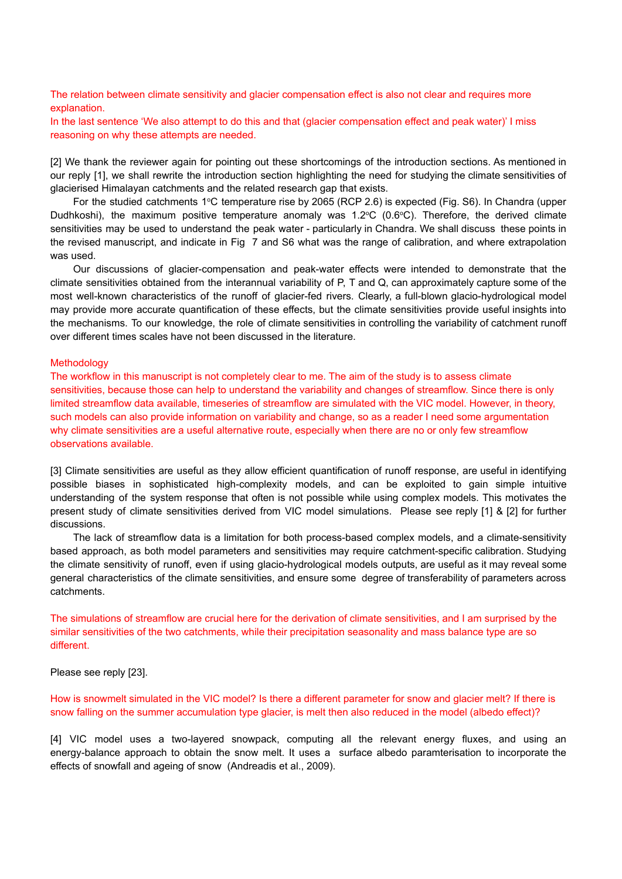The relation between climate sensitivity and glacier compensation effect is also not clear and requires more explanation.
In the last sentence 'We also attempt to do this and that (glacier compensation effect and peak water)' I miss reasoning on why these attempts are needed.

[2] We thank the reviewer again for pointing out these shortcomings of the introduction sections. As mentioned in our reply [1], we shall rewrite the introduction section highlighting the need for studying the climate sensitivities of glacierised Himalayan catchments and the related research gap that exists.

For the studied catchments 1°C temperature rise by 2065 (RCP 2.6) is expected (Fig. S6). In Chandra (upper Dudhkoshi), the maximum positive temperature anomaly was 1.2°C (0.6°C). Therefore, the derived climate sensitivities may be used to understand the peak water - particularly in Chandra. We shall discuss these points in the revised manuscript, and indicate in Fig 7 and S6 what was the range of calibration, and where extrapolation was used.

Our discussions of glacier-compensation and peak-water effects were intended to demonstrate that the climate sensitivities obtained from the interannual variability of P, T and Q, can approximately capture some of the most well-known characteristics of the runoff of glacier-fed rivers. Clearly, a full-blown glacio-hydrological model may provide more accurate quantification of these effects, but the climate sensitivities provide useful insights into the mechanisms. To our knowledge, the role of climate sensitivities in controlling the variability of catchment runoff over different times scales have not been discussed in the literature.

Methodology
The workflow in this manuscript is not completely clear to me. The aim of the study is to assess climate sensitivities, because those can help to understand the variability and changes of streamflow. Since there is only limited streamflow data available, timeseries of streamflow are simulated with the VIC model. However, in theory, such models can also provide information on variability and change, so as a reader I need some argumentation why climate sensitivities are a useful alternative route, especially when there are no or only few streamflow observations available.

[3] Climate sensitivities are useful as they allow efficient quantification of runoff response, are useful in identifying possible biases in sophisticated high-complexity models, and can be exploited to gain simple intuitive understanding of the system response that often is not possible while using complex models. This motivates the present study of climate sensitivities derived from VIC model simulations. Please see reply [1] & [2] for further discussions.

The lack of streamflow data is a limitation for both process-based complex models, and a climate-sensitivity based approach, as both model parameters and sensitivities may require catchment-specific calibration. Studying the climate sensitivity of runoff, even if using glacio-hydrological models outputs, are useful as it may reveal some general characteristics of the climate sensitivities, and ensure some degree of transferability of parameters across catchments.

The simulations of streamflow are crucial here for the derivation of climate sensitivities, and I am surprised by the similar sensitivities of the two catchments, while their precipitation seasonality and mass balance type are so different.

Please see reply [23].

How is snowmelt simulated in the VIC model? Is there a different parameter for snow and glacier melt? If there is snow falling on the summer accumulation type glacier, is melt then also reduced in the model (albedo effect)?

[4] VIC model uses a two-layered snowpack, computing all the relevant energy fluxes, and using an energy-balance approach to obtain the snow melt. It uses a surface albedo paramterisation to incorporate the effects of snowfall and ageing of snow (Andreadis et al., 2009).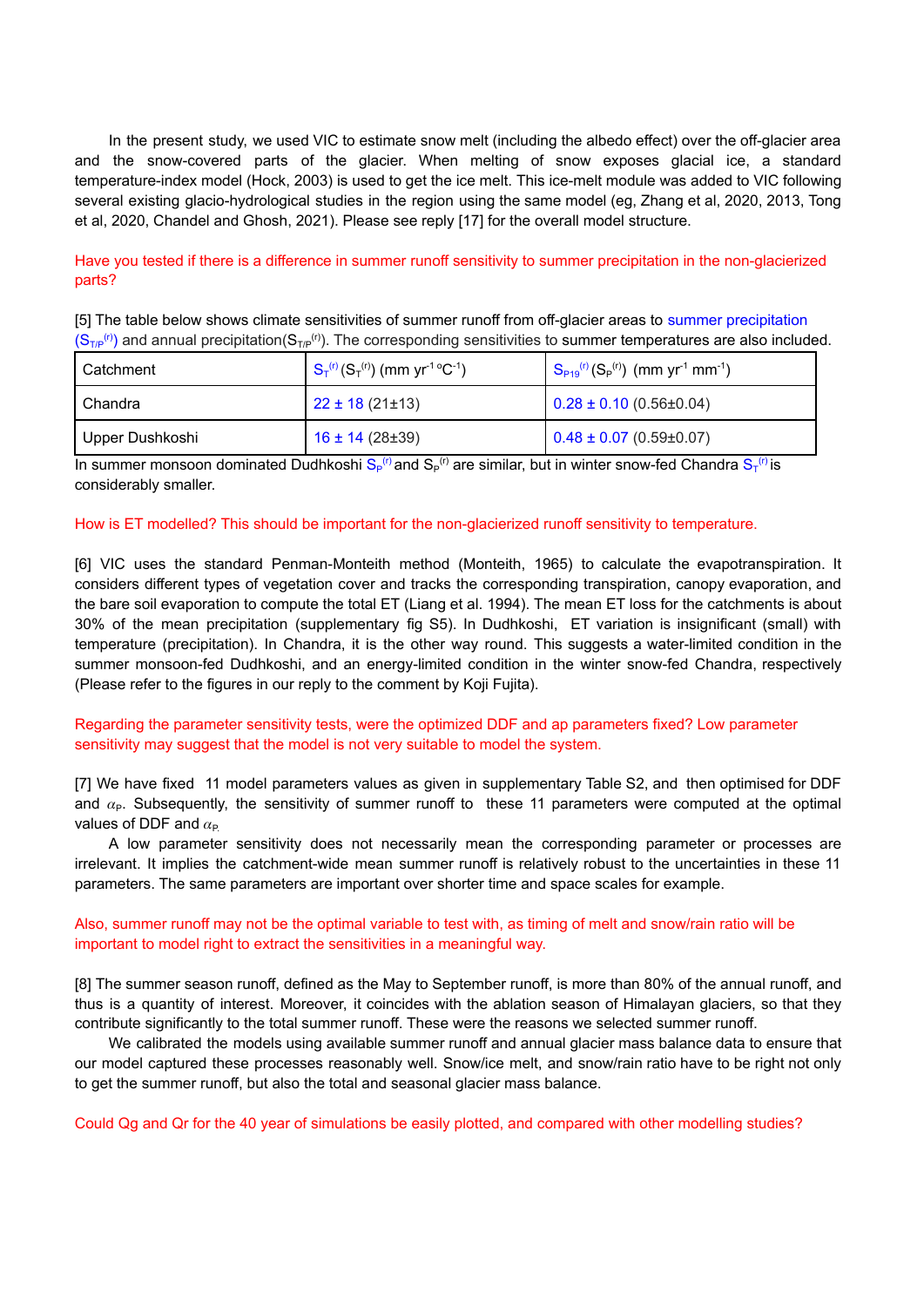In the present study, we used VIC to estimate snow melt (including the albedo effect) over the off-glacier area and the snow-covered parts of the glacier. When melting of snow exposes glacial ice, a standard temperature-index model (Hock, 2003) is used to get the ice melt. This ice-melt module was added to VIC following several existing glacio-hydrological studies in the region using the same model (eg, Zhang et al, 2020, 2013, Tong et al, 2020, Chandel and Ghosh, 2021). Please see reply [17] for the overall model structure.

Have you tested if there is a difference in summer runoff sensitivity to summer precipitation in the non-glacierized parts?

[5] The table below shows climate sensitivities of summer runoff from off-glacier areas to summer precipitation ($S_{T/P}^{(r)}$) and annual precipitation($S_{T/P}^{(r)}$). The corresponding sensitivities to summer temperatures are also included.

| Catchment | $S_T^{(r)}$ ($S_T^{(r)}$) (mm yr$^{-1}$ °C$^{-1}$) | $S_{P19}^{(r)}$ ($S_P^{(r)}$) (mm yr$^{-1}$ mm$^{-1}$) |
| --- | --- | --- |
| Chandra | 22 ± 18 (21±13) | 0.28 ± 0.10 (0.56±0.04) |
| Upper Dushkoshi | 16 ± 14 (28±39) | 0.48 ± 0.07 (0.59±0.07) |

In summer monsoon dominated Dudhkoshi $S_P^{(r)}$ and $S_P^{(r)}$ are similar, but in winter snow-fed Chandra $S_T^{(r)}$ is considerably smaller.

How is ET modelled? This should be important for the non-glacierized runoff sensitivity to temperature.

[6] VIC uses the standard Penman-Monteith method (Monteith, 1965) to calculate the evapotranspiration. It considers different types of vegetation cover and tracks the corresponding transpiration, canopy evaporation, and the bare soil evaporation to compute the total ET (Liang et al. 1994). The mean ET loss for the catchments is about 30% of the mean precipitation (supplementary fig S5). In Dudhkoshi, ET variation is insignificant (small) with temperature (precipitation). In Chandra, it is the other way round. This suggests a water-limited condition in the summer monsoon-fed Dudhkoshi, and an energy-limited condition in the winter snow-fed Chandra, respectively (Please refer to the figures in our reply to the comment by Koji Fujita).

Regarding the parameter sensitivity tests, were the optimized DDF and ap parameters fixed? Low parameter sensitivity may suggest that the model is not very suitable to model the system.

[7] We have fixed 11 model parameters values as given in supplementary Table S2, and then optimised for DDF and $\alpha_P$. Subsequently, the sensitivity of summer runoff to these 11 parameters were computed at the optimal values of DDF and $\alpha_P$.

A low parameter sensitivity does not necessarily mean the corresponding parameter or processes are irrelevant. It implies the catchment-wide mean summer runoff is relatively robust to the uncertainties in these 11 parameters. The same parameters are important over shorter time and space scales for example.

Also, summer runoff may not be the optimal variable to test with, as timing of melt and snow/rain ratio will be important to model right to extract the sensitivities in a meaningful way.

[8] The summer season runoff, defined as the May to September runoff, is more than 80% of the annual runoff, and thus is a quantity of interest. Moreover, it coincides with the ablation season of Himalayan glaciers, so that they contribute significantly to the total summer runoff. These were the reasons we selected summer runoff.

We calibrated the models using available summer runoff and annual glacier mass balance data to ensure that our model captured these processes reasonably well. Snow/ice melt, and snow/rain ratio have to be right not only to get the summer runoff, but also the total and seasonal glacier mass balance.

Could Qg and Qr for the 40 year of simulations be easily plotted, and compared with other modelling studies?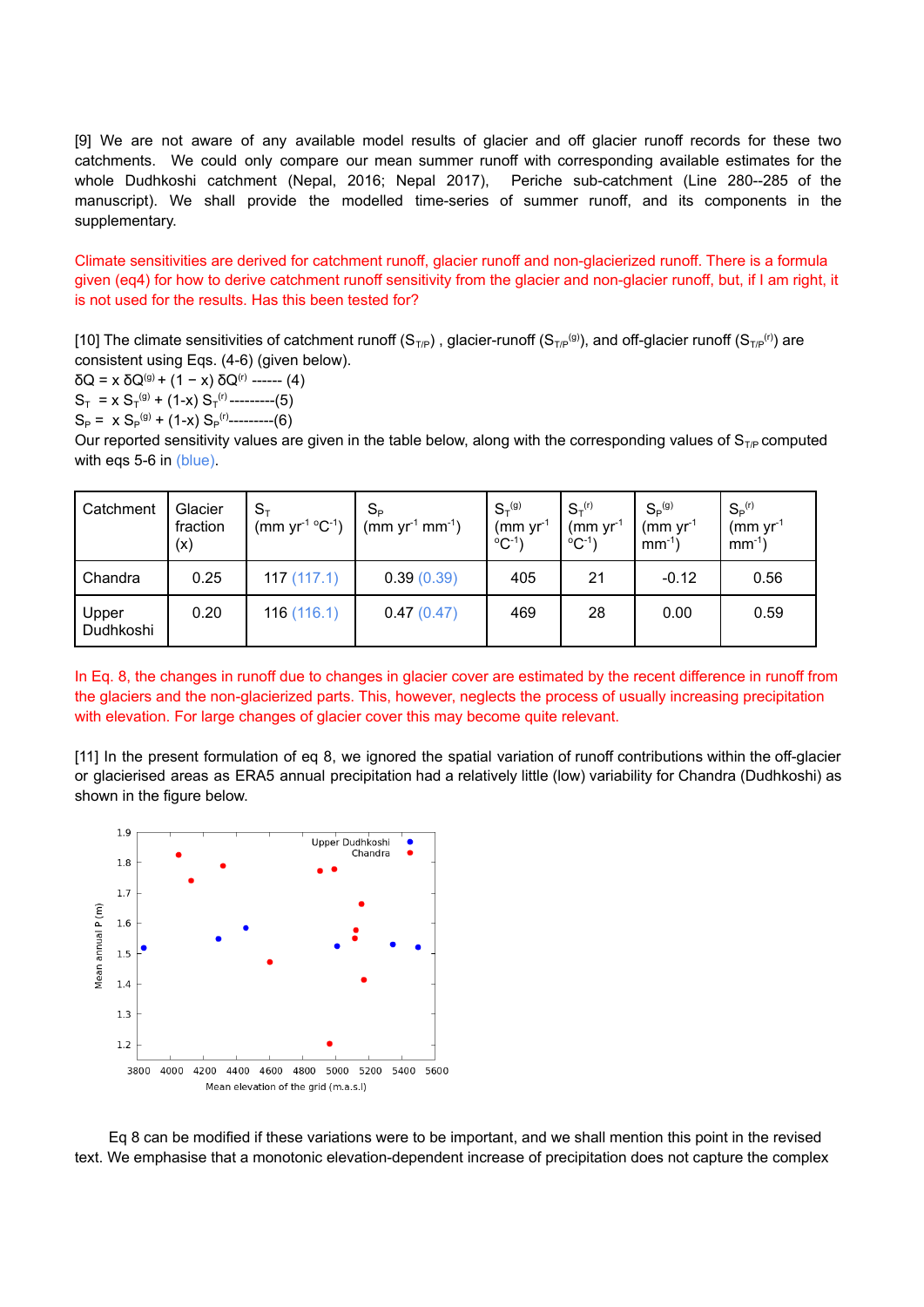[9] We are not aware of any available model results of glacier and off glacier runoff records for these two catchments. We could only compare our mean summer runoff with corresponding available estimates for the whole Dudhkoshi catchment (Nepal, 2016; Nepal 2017), Periche sub-catchment (Line 280--285 of the manuscript). We shall provide the modelled time-series of summer runoff, and its components in the supplementary.

Climate sensitivities are derived for catchment runoff, glacier runoff and non-glacierized runoff. There is a formula given (eq4) for how to derive catchment runoff sensitivity from the glacier and non-glacier runoff, but, if I am right, it is not used for the results. Has this been tested for?

[10] The climate sensitivities of catchment runoff ($S_{T/P}$) , glacier-runoff ($S_{T/P}^{(g)}$), and off-glacier runoff ($S_{T/P}^{(r)}$) are consistent using Eqs. (4-6) (given below).

$\delta Q = x\, \delta Q^{(g)} + (1 - x)\, \delta Q^{(r)}$ ------ (4)

$S_T = x\, S_T^{(g)} + (1-x)\, S_T^{(r)}$ ---------(5)

$S_P = x\, S_P^{(g)} + (1-x)\, S_P^{(r)}$ ---------(6)

Our reported sensitivity values are given in the table below, along with the corresponding values of $S_{T/P}$ computed with eqs 5-6 in (blue).

| Catchment | Glacier fraction (x) | $S_T$ (mm yr$^{-1}$ °C$^{-1}$) | $S_P$ (mm yr$^{-1}$ mm$^{-1}$) | $S_T^{(g)}$ (mm yr$^{-1}$ °C$^{-1}$) | $S_T^{(r)}$ (mm yr$^{-1}$ °C$^{-1}$) | $S_P^{(g)}$ (mm yr$^{-1}$ mm$^{-1}$) | $S_P^{(r)}$ (mm yr$^{-1}$ mm$^{-1}$) |
|---|---|---|---|---|---|---|---|
| Chandra | 0.25 | 117 (117.1) | 0.39 (0.39) | 405 | 21 | -0.12 | 0.56 |
| Upper Dudhkoshi | 0.20 | 116 (116.1) | 0.47 (0.47) | 469 | 28 | 0.00 | 0.59 |

In Eq. 8, the changes in runoff due to changes in glacier cover are estimated by the recent difference in runoff from the glaciers and the non-glacierized parts. This, however, neglects the process of usually increasing precipitation with elevation. For large changes of glacier cover this may become quite relevant.

[11] In the present formulation of eq 8, we ignored the spatial variation of runoff contributions within the off-glacier or glacierised areas as ERA5 annual precipitation had a relatively little (low) variability for Chandra (Dudhkoshi) as shown in the figure below.

Eq 8 can be modified if these variations were to be important, and we shall mention this point in the revised text. We emphasise that a monotonic elevation-dependent increase of precipitation does not capture the complex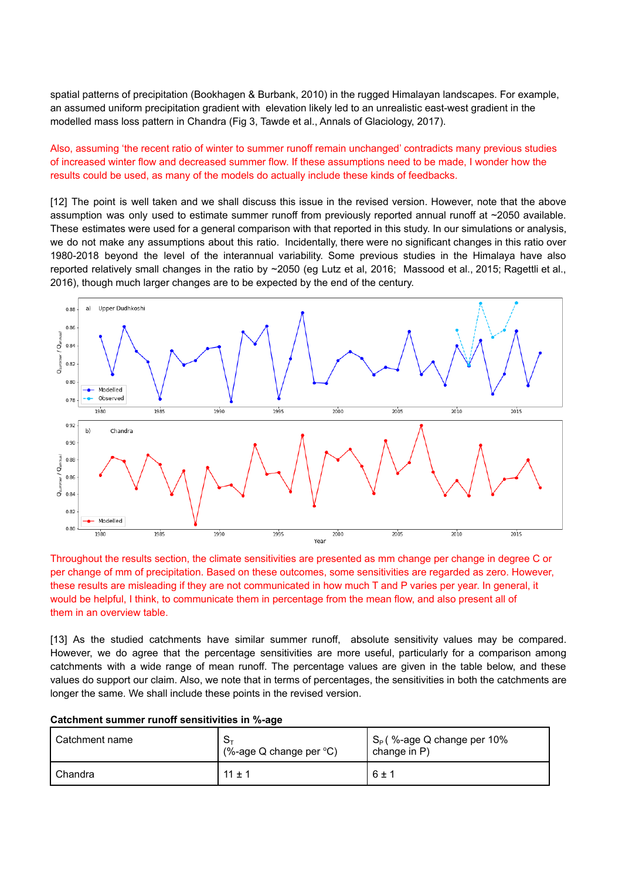spatial patterns of precipitation (Bookhagen & Burbank, 2010) in the rugged Himalayan landscapes. For example, an assumed uniform precipitation gradient with elevation likely led to an unrealistic east-west gradient in the modelled mass loss pattern in Chandra (Fig 3, Tawde et al., Annals of Glaciology, 2017).

Also, assuming 'the recent ratio of winter to summer runoff remain unchanged' contradicts many previous studies of increased winter flow and decreased summer flow. If these assumptions need to be made, I wonder how the results could be used, as many of the models do actually include these kinds of feedbacks.

[12] The point is well taken and we shall discuss this issue in the revised version. However, note that the above assumption was only used to estimate summer runoff from previously reported annual runoff at ~2050 available. These estimates were used for a general comparison with that reported in this study. In our simulations or analysis, we do not make any assumptions about this ratio. Incidentally, there were no significant changes in this ratio over 1980-2018 beyond the level of the interannual variability. Some previous studies in the Himalaya have also reported relatively small changes in the ratio by ~2050 (eg Lutz et al, 2016; Massood et al., 2015; Ragettli et al., 2016), though much larger changes are to be expected by the end of the century.

Throughout the results section, the climate sensitivities are presented as mm change per change in degree C or per change of mm of precipitation. Based on these outcomes, some sensitivities are regarded as zero. However, these results are misleading if they are not communicated in how much T and P varies per year. In general, it would be helpful, I think, to communicate them in percentage from the mean flow, and also present all of them in an overview table.

[13] As the studied catchments have similar summer runoff, absolute sensitivity values may be compared. However, we do agree that the percentage sensitivities are more useful, particularly for a comparison among catchments with a wide range of mean runoff. The percentage values are given in the table below, and these values do support our claim. Also, we note that in terms of percentages, the sensitivities in both the catchments are longer the same. We shall include these points in the revised version.

**Catchment summer runoff sensitivities in %-age**

| Catchment name | $S_T$ (%-age Q change per °C) | $S_P$ ( %-age Q change per 10% change in P) |
|---|---|---|
| Chandra | 11 ± 1 | 6 ± 1 |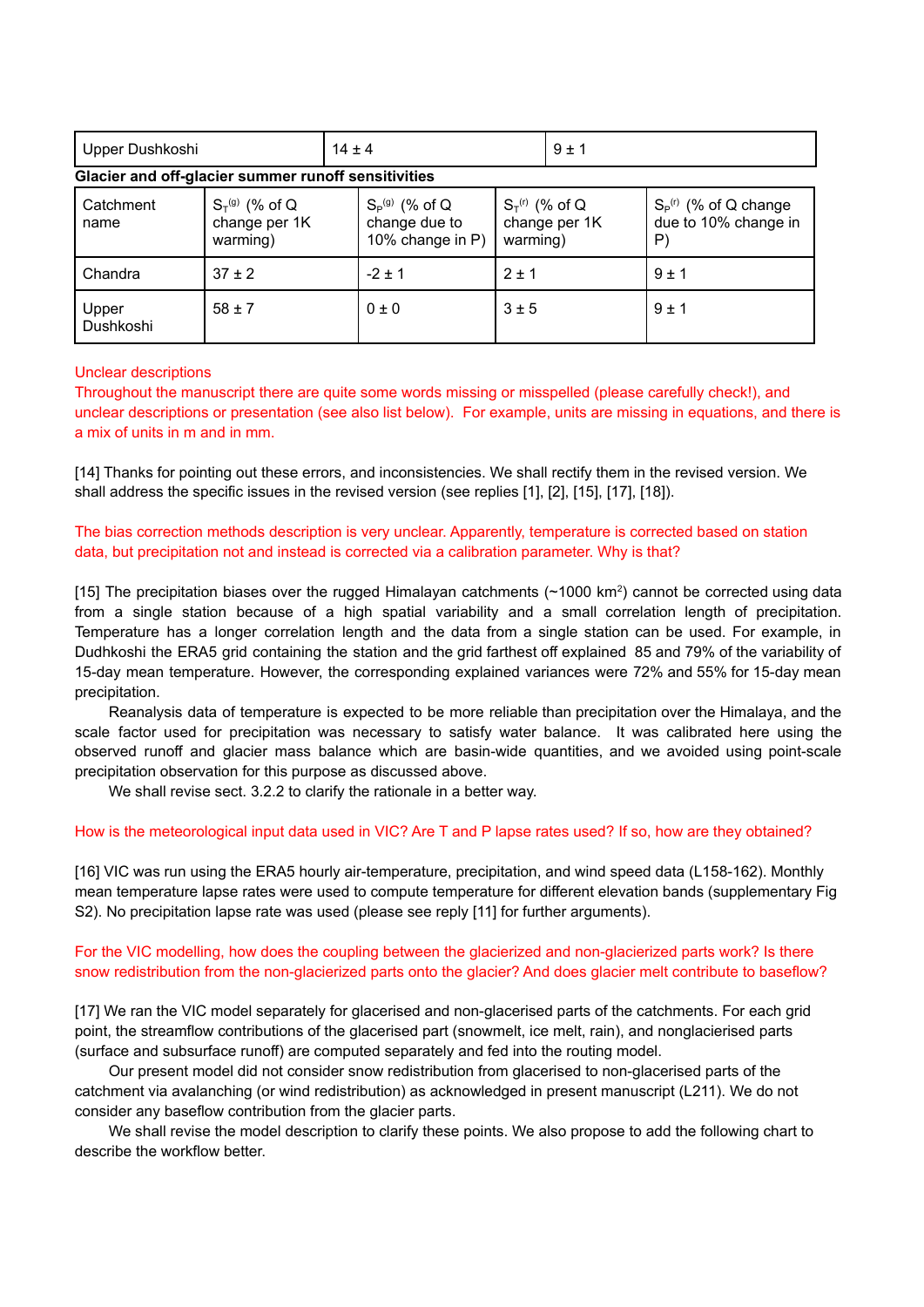| Upper Dushkoshi | 14 ± 4 | 9 ± 1 |
|---|---|---|

**Glacier and off-glacier summer runoff sensitivities**

| Catchment name | $S_T^{(g)}$ (% of Q change per 1K warming) | $S_P^{(g)}$ (% of Q change due to 10% change in P) | $S_T^{(r)}$ (% of Q change per 1K warming) | $S_P^{(r)}$ (% of Q change due to 10% change in P) |
|---|---|---|---|---|
| Chandra | 37 ± 2 | -2 ± 1 | 2 ± 1 | 9 ± 1 |
| Upper Dushkoshi | 58 ± 7 | 0 ± 0 | 3 ± 5 | 9 ± 1 |

Unclear descriptions
Throughout the manuscript there are quite some words missing or misspelled (please carefully check!), and unclear descriptions or presentation (see also list below). For example, units are missing in equations, and there is a mix of units in m and in mm.

[14] Thanks for pointing out these errors, and inconsistencies. We shall rectify them in the revised version. We shall address the specific issues in the revised version (see replies [1], [2], [15], [17], [18]).

The bias correction methods description is very unclear. Apparently, temperature is corrected based on station data, but precipitation not and instead is corrected via a calibration parameter. Why is that?

[15] The precipitation biases over the rugged Himalayan catchments (~1000 km$^2$) cannot be corrected using data from a single station because of a high spatial variability and a small correlation length of precipitation. Temperature has a longer correlation length and the data from a single station can be used. For example, in Dudhkoshi the ERA5 grid containing the station and the grid farthest off explained 85 and 79% of the variability of 15-day mean temperature. However, the corresponding explained variances were 72% and 55% for 15-day mean precipitation.

Reanalysis data of temperature is expected to be more reliable than precipitation over the Himalaya, and the scale factor used for precipitation was necessary to satisfy water balance. It was calibrated here using the observed runoff and glacier mass balance which are basin-wide quantities, and we avoided using point-scale precipitation observation for this purpose as discussed above.

We shall revise sect. 3.2.2 to clarify the rationale in a better way.

How is the meteorological input data used in VIC? Are T and P lapse rates used? If so, how are they obtained?

[16] VIC was run using the ERA5 hourly air-temperature, precipitation, and wind speed data (L158-162). Monthly mean temperature lapse rates were used to compute temperature for different elevation bands (supplementary Fig S2). No precipitation lapse rate was used (please see reply [11] for further arguments).

For the VIC modelling, how does the coupling between the glacierized and non-glacierized parts work? Is there snow redistribution from the non-glacierized parts onto the glacier? And does glacier melt contribute to baseflow?

[17] We ran the VIC model separately for glacerised and non-glacerised parts of the catchments. For each grid point, the streamflow contributions of the glacerised part (snowmelt, ice melt, rain), and nonglacierised parts (surface and subsurface runoff) are computed separately and fed into the routing model.

Our present model did not consider snow redistribution from glacerised to non-glacerised parts of the catchment via avalanching (or wind redistribution) as acknowledged in present manuscript (L211). We do not consider any baseflow contribution from the glacier parts.

We shall revise the model description to clarify these points. We also propose to add the following chart to describe the workflow better.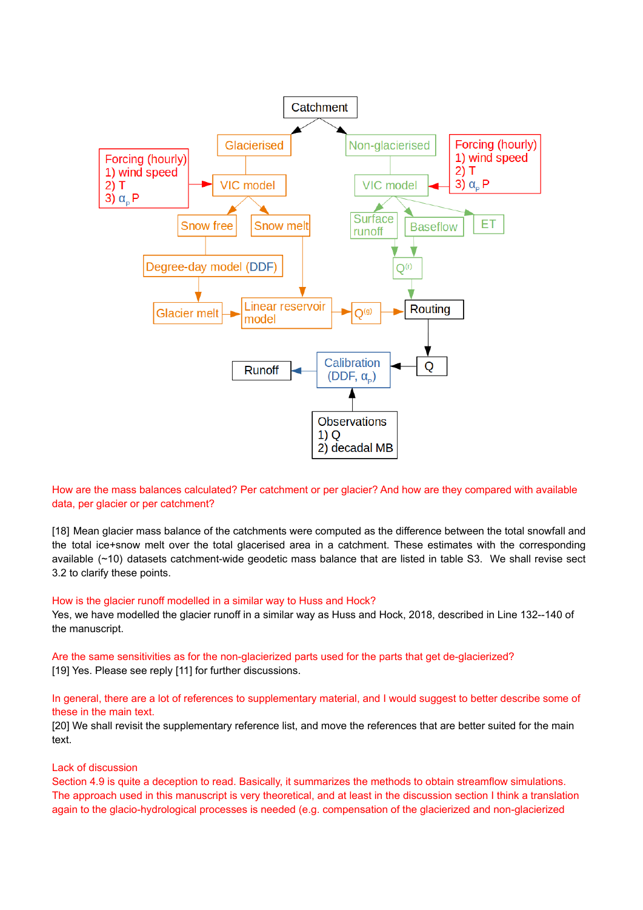How are the mass balances calculated? Per catchment or per glacier? And how are they compared with available data, per glacier or per catchment?

[18] Mean glacier mass balance of the catchments were computed as the difference between the total snowfall and the total ice+snow melt over the total glacerised area in a catchment. These estimates with the corresponding available (~10) datasets catchment-wide geodetic mass balance that are listed in table S3. We shall revise sect 3.2 to clarify these points.

How is the glacier runoff modelled in a similar way to Huss and Hock?

Yes, we have modelled the glacier runoff in a similar way as Huss and Hock, 2018, described in Line 132--140 of the manuscript.

Are the same sensitivities as for the non-glacierized parts used for the parts that get de-glacierized?

[19] Yes. Please see reply [11] for further discussions.

In general, there are a lot of references to supplementary material, and I would suggest to better describe some of these in the main text.

[20] We shall revisit the supplementary reference list, and move the references that are better suited for the main text.

Lack of discussion

Section 4.9 is quite a deception to read. Basically, it summarizes the methods to obtain streamflow simulations. The approach used in this manuscript is very theoretical, and at least in the discussion section I think a translation again to the glacio-hydrological processes is needed (e.g. compensation of the glacierized and non-glacierized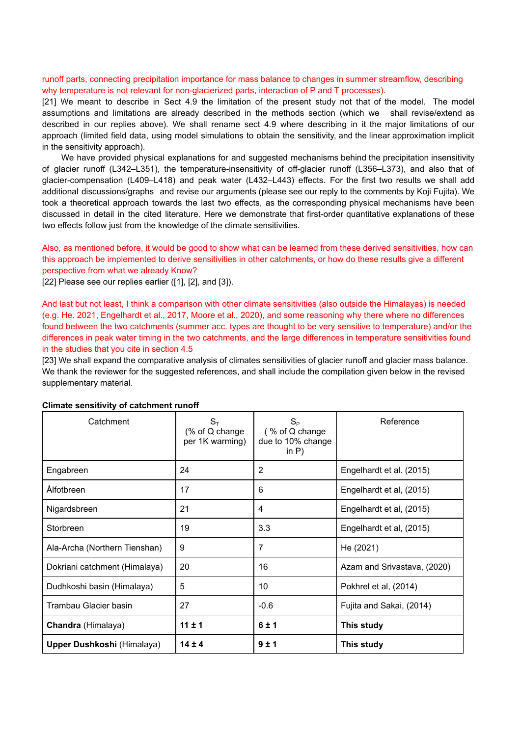runoff parts, connecting precipitation importance for mass balance to changes in summer streamflow, describing why temperature is not relevant for non-glacierized parts, interaction of P and T processes).

[21] We meant to describe in Sect 4.9 the limitation of the present study not that of the model. The model assumptions and limitations are already described in the methods section (which we shall revise/extend as described in our replies above). We shall rename sect 4.9 where describing in it the major limitations of our approach (limited field data, using model simulations to obtain the sensitivity, and the linear approximation implicit in the sensitivity approach).

We have provided physical explanations for and suggested mechanisms behind the precipitation insensitivity of glacier runoff (L342–L351), the temperature-insensitivity of off-glacier runoff (L356–L373), and also that of glacier-compensation (L409–L418) and peak water (L432–L443) effects. For the first two results we shall add additional discussions/graphs and revise our arguments (please see our reply to the comments by Koji Fujita). We took a theoretical approach towards the last two effects, as the corresponding physical mechanisms have been discussed in detail in the cited literature. Here we demonstrate that first-order quantitative explanations of these two effects follow just from the knowledge of the climate sensitivities.

Also, as mentioned before, it would be good to show what can be learned from these derived sensitivities, how can this approach be implemented to derive sensitivities in other catchments, or how do these results give a different perspective from what we already Know?

[22] Please see our replies earlier ([1], [2], and [3]).

And last but not least, I think a comparison with other climate sensitivities (also outside the Himalayas) is needed (e.g. He. 2021, Engelhardt et al., 2017, Moore et al., 2020), and some reasoning why there where no differences found between the two catchments (summer acc. types are thought to be very sensitive to temperature) and/or the differences in peak water timing in the two catchments, and the large differences in temperature sensitivities found in the studies that you cite in section 4.5

[23] We shall expand the comparative analysis of climates sensitivities of glacier runoff and glacier mass balance. We thank the reviewer for the suggested references, and shall include the compilation given below in the revised supplementary material.

**Climate sensitivity of catchment runoff**

| Catchment | $S_T$ (% of Q change per 1K warming) | $S_P$ ( % of Q change due to 10% change in P) | Reference |
|---|---|---|---|
| Engabreen | 24 | 2 | Engelhardt et al. (2015) |
| Ålfotbreen | 17 | 6 | Engelhardt et al, (2015) |
| Nigardsbreen | 21 | 4 | Engelhardt et al, (2015) |
| Storbreen | 19 | 3.3 | Engelhardt et al, (2015) |
| Ala-Archa (Northern Tienshan) | 9 | 7 | He (2021) |
| Dokriani catchment (Himalaya) | 20 | 16 | Azam and Srivastava, (2020) |
| Dudhkoshi basin (Himalaya) | 5 | 10 | Pokhrel et al, (2014) |
| Trambau Glacier basin | 27 | -0.6 | Fujita and Sakai, (2014) |
| **Chandra** (Himalaya) | **11 ± 1** | **6 ± 1** | **This study** |
| **Upper Dushkoshi** (Himalaya) | **14 ± 4** | **9 ± 1** | **This study** |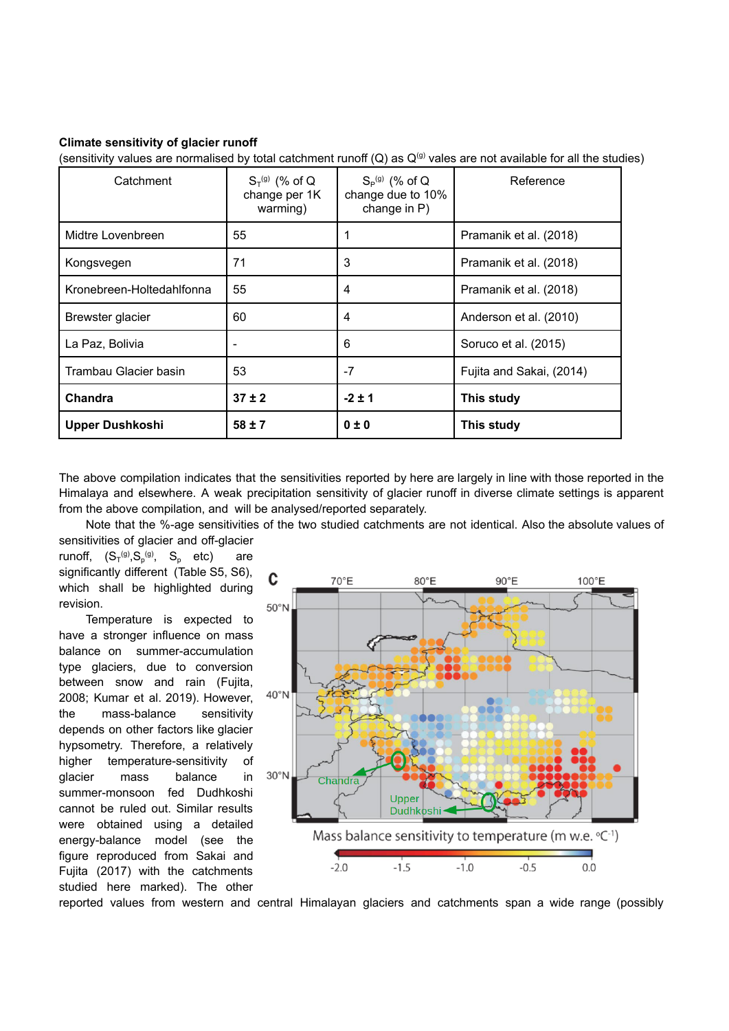**Climate sensitivity of glacier runoff**

(sensitivity values are normalised by total catchment runoff (Q) as $Q^{(g)}$ vales are not available for all the studies)

| Catchment | $S_T^{(g)}$ (% of Q change per 1K warming) | $S_P^{(g)}$ (% of Q change due to 10% change in P) | Reference |
|---|---|---|---|
| Midtre Lovenbreen | 55 | 1 | Pramanik et al. (2018) |
| Kongsvegen | 71 | 3 | Pramanik et al. (2018) |
| Kronebreen-Holtedahlfonna | 55 | 4 | Pramanik et al. (2018) |
| Brewster glacier | 60 | 4 | Anderson et al. (2010) |
| La Paz, Bolivia | - | 6 | Soruco et al. (2015) |
| Trambau Glacier basin | 53 | -7 | Fujita and Sakai, (2014) |
| **Chandra** | **37 ± 2** | **-2 ± 1** | **This study** |
| **Upper Dushkoshi** | **58 ± 7** | **0 ± 0** | **This study** |

The above compilation indicates that the sensitivities reported by here are largely in line with those reported in the Himalaya and elsewhere. A weak precipitation sensitivity of glacier runoff in diverse climate settings is apparent from the above compilation, and will be analysed/reported separately.

Note that the %-age sensitivities of the two studied catchments are not identical. Also the absolute values of sensitivities of glacier and off-glacier runoff, ($S_T^{(g)}$, $S_p^{(g)}$, $S_p$ etc) are significantly different (Table S5, S6), which shall be highlighted during revision.

Temperature is expected to have a stronger influence on mass balance on summer-accumulation type glaciers, due to conversion between snow and rain (Fujita, 2008; Kumar et al. 2019). However, the mass-balance sensitivity depends on other factors like glacier hypsometry. Therefore, a relatively higher temperature-sensitivity of glacier mass balance in summer-monsoon fed Dudhkoshi cannot be ruled out. Similar results were obtained using a detailed energy-balance model (see the figure reproduced from Sakai and Fujita (2017) with the catchments studied here marked). The other reported values from western and central Himalayan glaciers and catchments span a wide range (possibly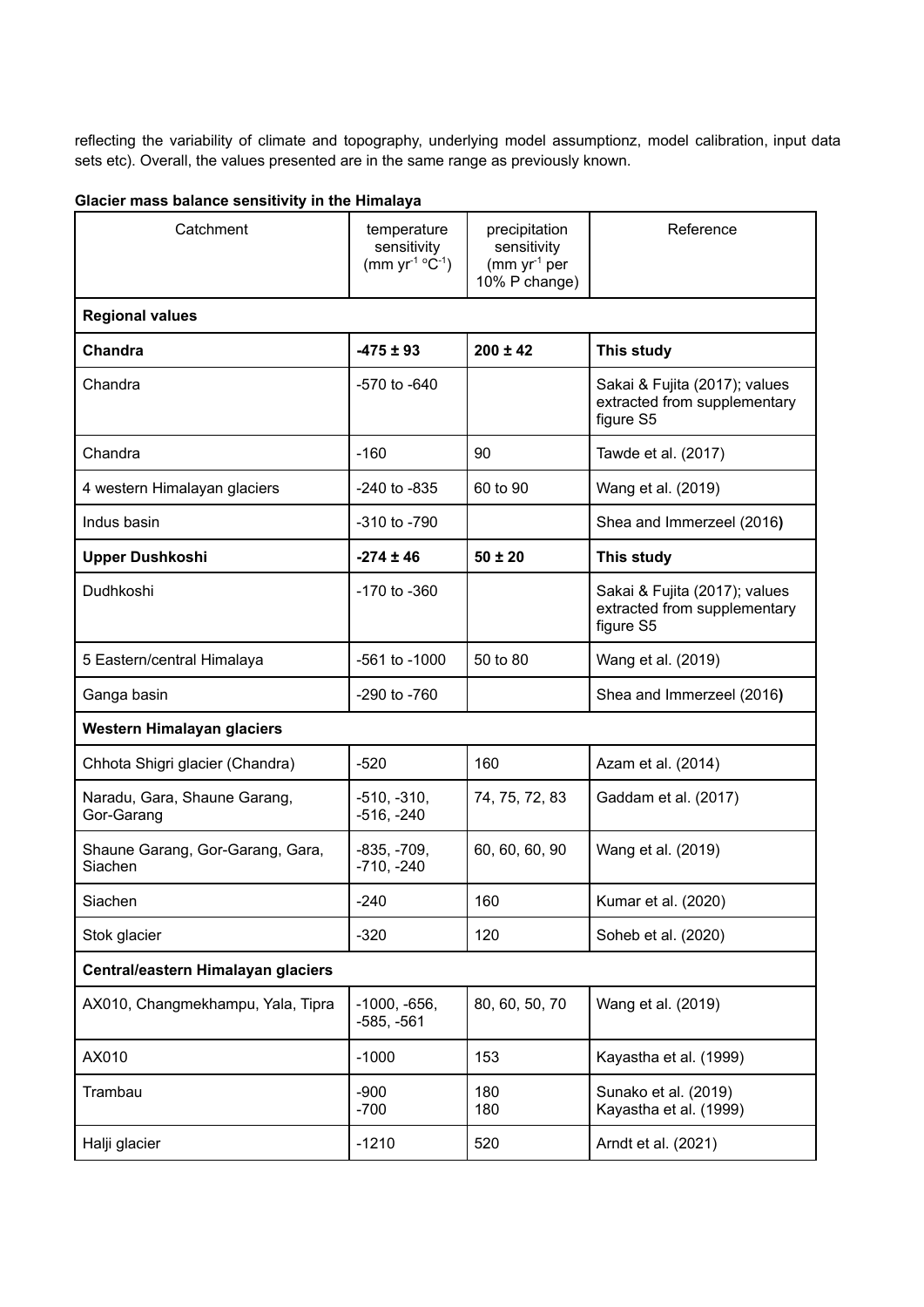reflecting the variability of climate and topography, underlying model assumptionz, model calibration, input data sets etc). Overall, the values presented are in the same range as previously known.

**Glacier mass balance sensitivity in the Himalaya**

| Catchment | temperature sensitivity (mm $yr^{-1}$ $^{\circ}C^{-1}$) | precipitation sensitivity (mm $yr^{-1}$ per 10% P change) | Reference |
|---|---|---|---|
| **Regional values** | | | |
| **Chandra** | **-475 ± 93** | **200 ± 42** | **This study** |
| Chandra | -570 to -640 | | Sakai & Fujita (2017); values extracted from supplementary figure S5 |
| Chandra | -160 | 90 | Tawde et al. (2017) |
| 4 western Himalayan glaciers | -240 to -835 | 60 to 90 | Wang et al. (2019) |
| Indus basin | -310 to -790 | | Shea and Immerzeel (2016**)** |
| **Upper Dushkoshi** | **-274 ± 46** | **50 ± 20** | **This study** |
| Dudhkoshi | -170 to -360 | | Sakai & Fujita (2017); values extracted from supplementary figure S5 |
| 5 Eastern/central Himalaya | -561 to -1000 | 50 to 80 | Wang et al. (2019) |
| Ganga basin | -290 to -760 | | Shea and Immerzeel (2016**)** |
| **Western Himalayan glaciers** | | | |
| Chhota Shigri glacier (Chandra) | -520 | 160 | Azam et al. (2014) |
| Naradu, Gara, Shaune Garang, Gor-Garang | -510, -310, -516, -240 | 74, 75, 72, 83 | Gaddam et al. (2017) |
| Shaune Garang, Gor-Garang, Gara, Siachen | -835, -709, -710, -240 | 60, 60, 60, 90 | Wang et al. (2019) |
| Siachen | -240 | 160 | Kumar et al. (2020) |
| Stok glacier | -320 | 120 | Soheb et al. (2020) |
| **Central/eastern Himalayan glaciers** | | | |
| AX010, Changmekhampu, Yala, Tipra | -1000, -656, -585, -561 | 80, 60, 50, 70 | Wang et al. (2019) |
| AX010 | -1000 | 153 | Kayastha et al. (1999) |
| Trambau | -900<br>-700 | 180<br>180 | Sunako et al. (2019)<br>Kayastha et al. (1999) |
| Halji glacier | -1210 | 520 | Arndt et al. (2021) |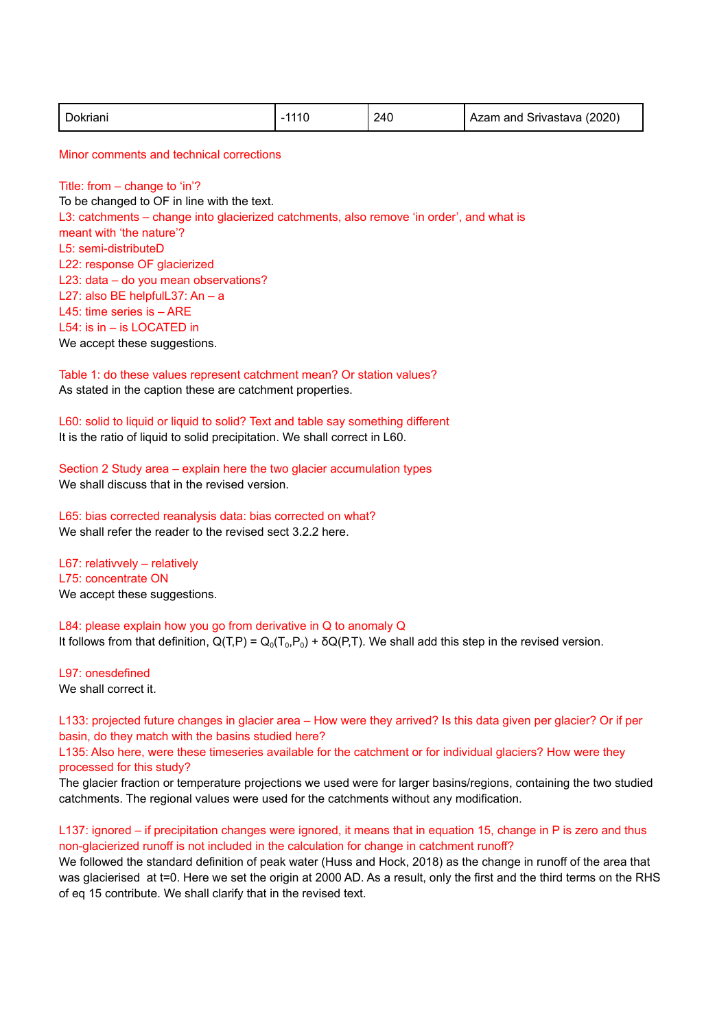| Dokriani | -1110 | 240 | Azam and Srivastava (2020) |
|---|---|---|---|

Minor comments and technical corrections

Title: from – change to 'in'?
To be changed to OF in line with the text.
L3: catchments – change into glacierized catchments, also remove 'in order', and what is meant with 'the nature'?
L5: semi-distributeD
L22: response OF glacierized
L23: data – do you mean observations?
L27: also BE helpfulL37: An – a
L45: time series is – ARE
L54: is in – is LOCATED in
We accept these suggestions.

Table 1: do these values represent catchment mean? Or station values?
As stated in the caption these are catchment properties.

L60: solid to liquid or liquid to solid? Text and table say something different
It is the ratio of liquid to solid precipitation. We shall correct in L60.

Section 2 Study area – explain here the two glacier accumulation types
We shall discuss that in the revised version.

L65: bias corrected reanalysis data: bias corrected on what?
We shall refer the reader to the revised sect 3.2.2 here.

L67: relativvely – relatively
L75: concentrate ON
We accept these suggestions.

L84: please explain how you go from derivative in Q to anomaly Q
It follows from that definition, $Q(T,P) = Q_0(T_0,P_0) + \delta Q(P,T)$. We shall add this step in the revised version.

L97: onesdefined
We shall correct it.

L133: projected future changes in glacier area – How were they arrived? Is this data given per glacier? Or if per basin, do they match with the basins studied here?
L135: Also here, were these timeseries available for the catchment or for individual glaciers? How were they processed for this study?
The glacier fraction or temperature projections we used were for larger basins/regions, containing the two studied catchments. The regional values were used for the catchments without any modification.

L137: ignored – if precipitation changes were ignored, it means that in equation 15, change in P is zero and thus non-glacierized runoff is not included in the calculation for change in catchment runoff?
We followed the standard definition of peak water (Huss and Hock, 2018) as the change in runoff of the area that was glacierised at t=0. Here we set the origin at 2000 AD. As a result, only the first and the third terms on the RHS of eq 15 contribute. We shall clarify that in the revised text.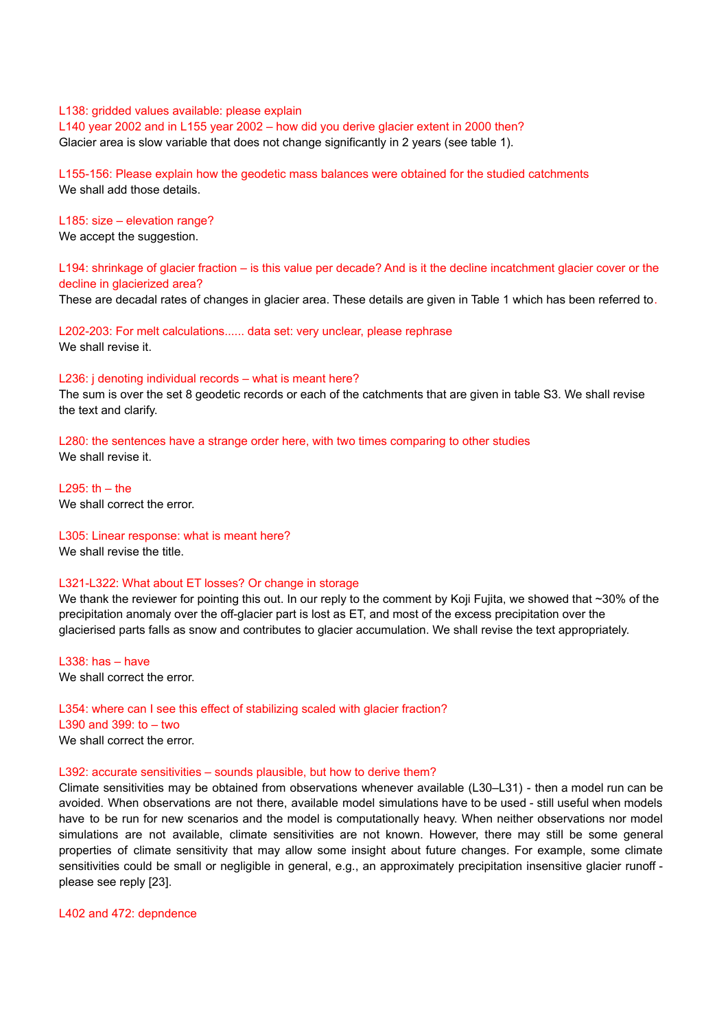L138: gridded values available: please explain
L140 year 2002 and in L155 year 2002 – how did you derive glacier extent in 2000 then?
Glacier area is slow variable that does not change significantly in 2 years (see table 1).

L155-156: Please explain how the geodetic mass balances were obtained for the studied catchments
We shall add those details.

L185: size – elevation range?
We accept the suggestion.

L194: shrinkage of glacier fraction – is this value per decade? And is it the decline incatchment glacier cover or the decline in glacierized area?
These are decadal rates of changes in glacier area. These details are given in Table 1 which has been referred to.

L202-203: For melt calculations...... data set: very unclear, please rephrase
We shall revise it.

L236: j denoting individual records – what is meant here?
The sum is over the set 8 geodetic records or each of the catchments that are given in table S3. We shall revise the text and clarify.

L280: the sentences have a strange order here, with two times comparing to other studies
We shall revise it.

L295: th – the
We shall correct the error.

L305: Linear response: what is meant here?
We shall revise the title.

L321-L322: What about ET losses? Or change in storage
We thank the reviewer for pointing this out. In our reply to the comment by Koji Fujita, we showed that ~30% of the precipitation anomaly over the off-glacier part is lost as ET, and most of the excess precipitation over the glacierised parts falls as snow and contributes to glacier accumulation. We shall revise the text appropriately.

L338: has – have
We shall correct the error.

L354: where can I see this effect of stabilizing scaled with glacier fraction?
L390 and 399: to – two
We shall correct the error.

L392: accurate sensitivities – sounds plausible, but how to derive them?
Climate sensitivities may be obtained from observations whenever available (L30–L31) - then a model run can be avoided. When observations are not there, available model simulations have to be used - still useful when models have to be run for new scenarios and the model is computationally heavy. When neither observations nor model simulations are not available, climate sensitivities are not known. However, there may still be some general properties of climate sensitivity that may allow some insight about future changes. For example, some climate sensitivities could be small or negligible in general, e.g., an approximately precipitation insensitive glacier runoff - please see reply [23].

L402 and 472: depndence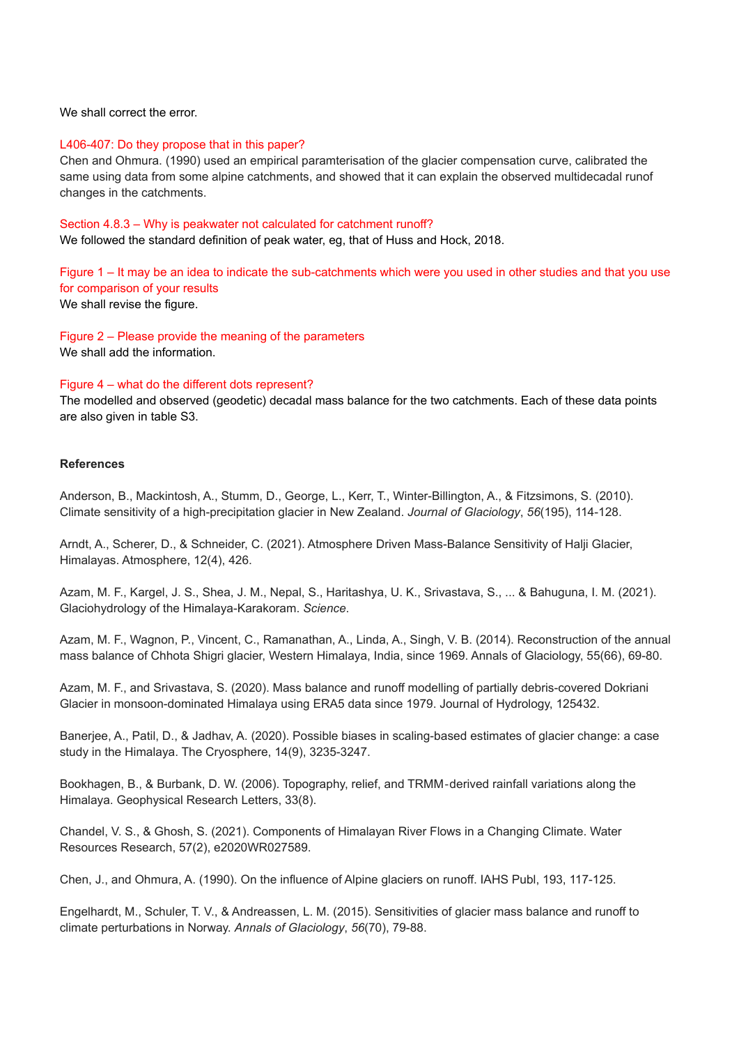We shall correct the error.

L406-407: Do they propose that in this paper?

Chen and Ohmura. (1990) used an empirical paramterisation of the glacier compensation curve, calibrated the same using data from some alpine catchments, and showed that it can explain the observed multidecadal runof changes in the catchments.

Section 4.8.3 – Why is peakwater not calculated for catchment runoff?

We followed the standard definition of peak water, eg, that of Huss and Hock, 2018.

Figure 1 – It may be an idea to indicate the sub-catchments which were you used in other studies and that you use for comparison of your results

We shall revise the figure.

Figure 2 – Please provide the meaning of the parameters

We shall add the information.

Figure 4 – what do the different dots represent?

The modelled and observed (geodetic) decadal mass balance for the two catchments. Each of these data points are also given in table S3.

**References**

Anderson, B., Mackintosh, A., Stumm, D., George, L., Kerr, T., Winter-Billington, A., & Fitzsimons, S. (2010). Climate sensitivity of a high-precipitation glacier in New Zealand. *Journal of Glaciology*, *56*(195), 114-128.

Arndt, A., Scherer, D., & Schneider, C. (2021). Atmosphere Driven Mass-Balance Sensitivity of Halji Glacier, Himalayas. Atmosphere, 12(4), 426.

Azam, M. F., Kargel, J. S., Shea, J. M., Nepal, S., Haritashya, U. K., Srivastava, S., ... & Bahuguna, I. M. (2021). Glaciohydrology of the Himalaya-Karakoram. *Science*.

Azam, M. F., Wagnon, P., Vincent, C., Ramanathan, A., Linda, A., Singh, V. B. (2014). Reconstruction of the annual mass balance of Chhota Shigri glacier, Western Himalaya, India, since 1969. Annals of Glaciology, 55(66), 69-80.

Azam, M. F., and Srivastava, S. (2020). Mass balance and runoff modelling of partially debris-covered Dokriani Glacier in monsoon-dominated Himalaya using ERA5 data since 1979. Journal of Hydrology, 125432.

Banerjee, A., Patil, D., & Jadhav, A. (2020). Possible biases in scaling-based estimates of glacier change: a case study in the Himalaya. The Cryosphere, 14(9), 3235-3247.

Bookhagen, B., & Burbank, D. W. (2006). Topography, relief, and TRMM-derived rainfall variations along the Himalaya. Geophysical Research Letters, 33(8).

Chandel, V. S., & Ghosh, S. (2021). Components of Himalayan River Flows in a Changing Climate. Water Resources Research, 57(2), e2020WR027589.

Chen, J., and Ohmura, A. (1990). On the influence of Alpine glaciers on runoff. IAHS Publ, 193, 117-125.

Engelhardt, M., Schuler, T. V., & Andreassen, L. M. (2015). Sensitivities of glacier mass balance and runoff to climate perturbations in Norway. *Annals of Glaciology*, *56*(70), 79-88.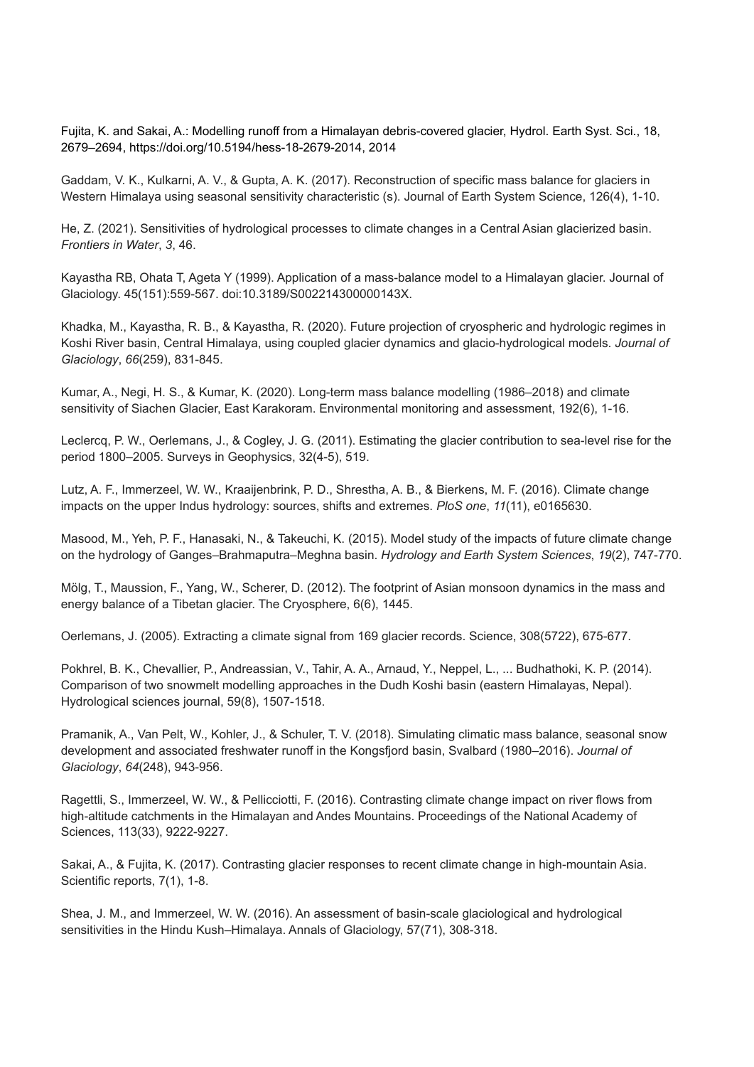Fujita, K. and Sakai, A.: Modelling runoff from a Himalayan debris-covered glacier, Hydrol. Earth Syst. Sci., 18, 2679–2694, https://doi.org/10.5194/hess-18-2679-2014, 2014

Gaddam, V. K., Kulkarni, A. V., & Gupta, A. K. (2017). Reconstruction of specific mass balance for glaciers in Western Himalaya using seasonal sensitivity characteristic (s). Journal of Earth System Science, 126(4), 1-10.

He, Z. (2021). Sensitivities of hydrological processes to climate changes in a Central Asian glacierized basin. *Frontiers in Water*, *3*, 46.

Kayastha RB, Ohata T, Ageta Y (1999). Application of a mass-balance model to a Himalayan glacier. Journal of Glaciology. 45(151):559-567. doi:10.3189/S002214300000143X.

Khadka, M., Kayastha, R. B., & Kayastha, R. (2020). Future projection of cryospheric and hydrologic regimes in Koshi River basin, Central Himalaya, using coupled glacier dynamics and glacio-hydrological models. *Journal of Glaciology*, *66*(259), 831-845.

Kumar, A., Negi, H. S., & Kumar, K. (2020). Long-term mass balance modelling (1986–2018) and climate sensitivity of Siachen Glacier, East Karakoram. Environmental monitoring and assessment, 192(6), 1-16.

Leclercq, P. W., Oerlemans, J., & Cogley, J. G. (2011). Estimating the glacier contribution to sea-level rise for the period 1800–2005. Surveys in Geophysics, 32(4-5), 519.

Lutz, A. F., Immerzeel, W. W., Kraaijenbrink, P. D., Shrestha, A. B., & Bierkens, M. F. (2016). Climate change impacts on the upper Indus hydrology: sources, shifts and extremes. *PloS one*, *11*(11), e0165630.

Masood, M., Yeh, P. F., Hanasaki, N., & Takeuchi, K. (2015). Model study of the impacts of future climate change on the hydrology of Ganges–Brahmaputra–Meghna basin. *Hydrology and Earth System Sciences*, *19*(2), 747-770.

Mölg, T., Maussion, F., Yang, W., Scherer, D. (2012). The footprint of Asian monsoon dynamics in the mass and energy balance of a Tibetan glacier. The Cryosphere, 6(6), 1445.

Oerlemans, J. (2005). Extracting a climate signal from 169 glacier records. Science, 308(5722), 675-677.

Pokhrel, B. K., Chevallier, P., Andreassian, V., Tahir, A. A., Arnaud, Y., Neppel, L., ... Budhathoki, K. P. (2014). Comparison of two snowmelt modelling approaches in the Dudh Koshi basin (eastern Himalayas, Nepal). Hydrological sciences journal, 59(8), 1507-1518.

Pramanik, A., Van Pelt, W., Kohler, J., & Schuler, T. V. (2018). Simulating climatic mass balance, seasonal snow development and associated freshwater runoff in the Kongsfjord basin, Svalbard (1980–2016). *Journal of Glaciology*, *64*(248), 943-956.

Ragettli, S., Immerzeel, W. W., & Pellicciotti, F. (2016). Contrasting climate change impact on river flows from high-altitude catchments in the Himalayan and Andes Mountains. Proceedings of the National Academy of Sciences, 113(33), 9222-9227.

Sakai, A., & Fujita, K. (2017). Contrasting glacier responses to recent climate change in high-mountain Asia. Scientific reports, 7(1), 1-8.

Shea, J. M., and Immerzeel, W. W. (2016). An assessment of basin-scale glaciological and hydrological sensitivities in the Hindu Kush–Himalaya. Annals of Glaciology, 57(71), 308-318.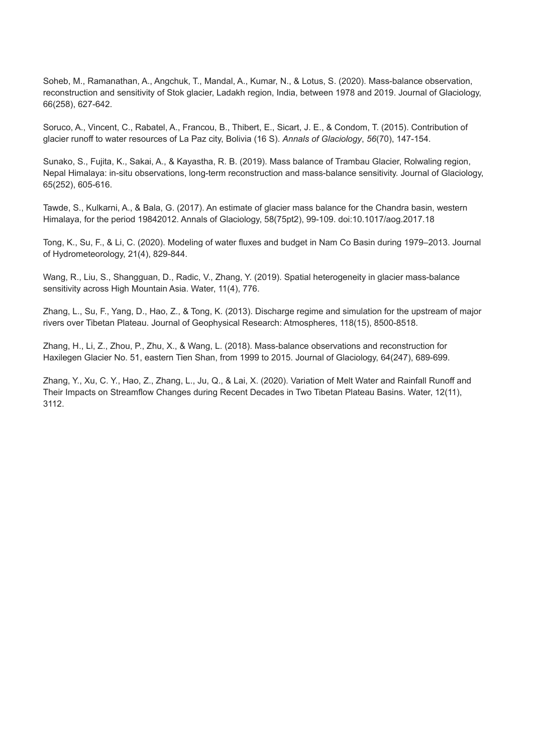Soheb, M., Ramanathan, A., Angchuk, T., Mandal, A., Kumar, N., & Lotus, S. (2020). Mass-balance observation, reconstruction and sensitivity of Stok glacier, Ladakh region, India, between 1978 and 2019. Journal of Glaciology, 66(258), 627-642.

Soruco, A., Vincent, C., Rabatel, A., Francou, B., Thibert, E., Sicart, J. E., & Condom, T. (2015). Contribution of glacier runoff to water resources of La Paz city, Bolivia (16 S). *Annals of Glaciology*, *56*(70), 147-154.

Sunako, S., Fujita, K., Sakai, A., & Kayastha, R. B. (2019). Mass balance of Trambau Glacier, Rolwaling region, Nepal Himalaya: in-situ observations, long-term reconstruction and mass-balance sensitivity. Journal of Glaciology, 65(252), 605-616.

Tawde, S., Kulkarni, A., & Bala, G. (2017). An estimate of glacier mass balance for the Chandra basin, western Himalaya, for the period 19842012. Annals of Glaciology, 58(75pt2), 99-109. doi:10.1017/aog.2017.18

Tong, K., Su, F., & Li, C. (2020). Modeling of water fluxes and budget in Nam Co Basin during 1979–2013. Journal of Hydrometeorology, 21(4), 829-844.

Wang, R., Liu, S., Shangguan, D., Radic, V., Zhang, Y. (2019). Spatial heterogeneity in glacier mass-balance sensitivity across High Mountain Asia. Water, 11(4), 776.

Zhang, L., Su, F., Yang, D., Hao, Z., & Tong, K. (2013). Discharge regime and simulation for the upstream of major rivers over Tibetan Plateau. Journal of Geophysical Research: Atmospheres, 118(15), 8500-8518.

Zhang, H., Li, Z., Zhou, P., Zhu, X., & Wang, L. (2018). Mass-balance observations and reconstruction for Haxilegen Glacier No. 51, eastern Tien Shan, from 1999 to 2015. Journal of Glaciology, 64(247), 689-699.

Zhang, Y., Xu, C. Y., Hao, Z., Zhang, L., Ju, Q., & Lai, X. (2020). Variation of Melt Water and Rainfall Runoff and Their Impacts on Streamflow Changes during Recent Decades in Two Tibetan Plateau Basins. Water, 12(11), 3112.